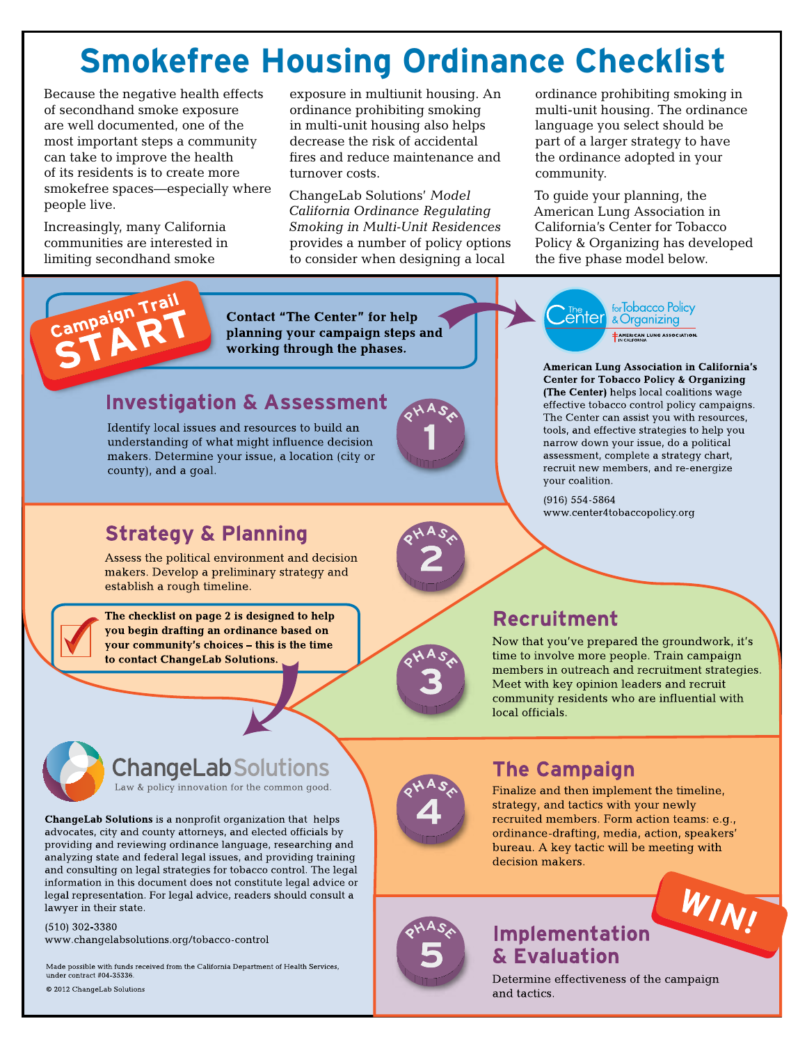# Smokefree Housing Ordinance Checklist

Because the negative health effects of secondhand smoke exposure are well documented, one of the most important steps a community can take to improve the health of its residents is to create more smokefree spaces—especially where people live.

Increasingly, many California communities are interested in limiting secondhand smoke exposure in multiunit housing. An ordinance prohibiting smoking in multi-unit housing also helps decrease the risk of accidental fires and reduce maintenance and turnover costs.

ChangeLab Solutions' *Model California Ordinance Regulating Smoking in Multi-Unit Residences* provides a number of policy options to consider when designing a local ordinance prohibiting smoking in multi-unit housing. The ordinance language you select should be part of a larger strategy to have the ordinance adopted in your community.

To guide your planning, the American Lung Association in California's Center for Tobacco Policy & Organizing has developed the five phase model below.

**Campaign Trail START**

**Contact "The Center" for help planning your campaign steps and working through the phases.**

The Center for Tobacco Policy & Organizing — American Lung Association in California

**American Lung Association in California's Center for Tobacco Policy & Organizing (The Center)** helps local coalitions wage effective tobacco control policy campaigns. The Center can assist you with resources, tools, and effective strategies to help you narrow down your issue, do a political assessment, complete a strategy chart, recruit new members, and re-energize your coalition.

(916) 554-5864
www.center4tobaccopolicy.org

## Phase 1: Investigation & Assessment

Identify local issues and resources to build an understanding of what might influence decision makers. Determine your issue, a location (city or county), and a goal.

## Phase 2: Strategy & Planning

Assess the political environment and decision makers. Develop a preliminary strategy and establish a rough timeline.

**The checklist on page 2 is designed to help you begin drafting an ordinance based on your community's choices – this is the time to contact ChangeLab Solutions.**

## Phase 3: Recruitment

Now that you've prepared the groundwork, it's time to involve more people. Train campaign members in outreach and recruitment strategies. Meet with key opinion leaders and recruit community residents who are influential with local officials.

## Phase 4: The Campaign

Finalize and then implement the timeline, strategy, and tactics with your newly recruited members. Form action teams: e.g., ordinance-drafting, media, action, speakers' bureau. A key tactic will be meeting with decision makers.

**WIN!**

## Phase 5: Implementation & Evaluation

Determine effectiveness of the campaign and tactics.

---

ChangeLab Solutions — Law & policy innovation for the common good.

**ChangeLab Solutions** is a nonprofit organization that helps advocates, city and county attorneys, and elected officials by providing and reviewing ordinance language, researching and analyzing state and federal legal issues, and providing training and consulting on legal strategies for tobacco control. The legal information in this document does not constitute legal advice or legal representation. For legal advice, readers should consult a lawyer in their state.

(510) 302-3380
www.changelabsolutions.org/tobacco-control

Made possible with funds received from the California Department of Health Services, under contract #04-35336.

© 2012 ChangeLab Solutions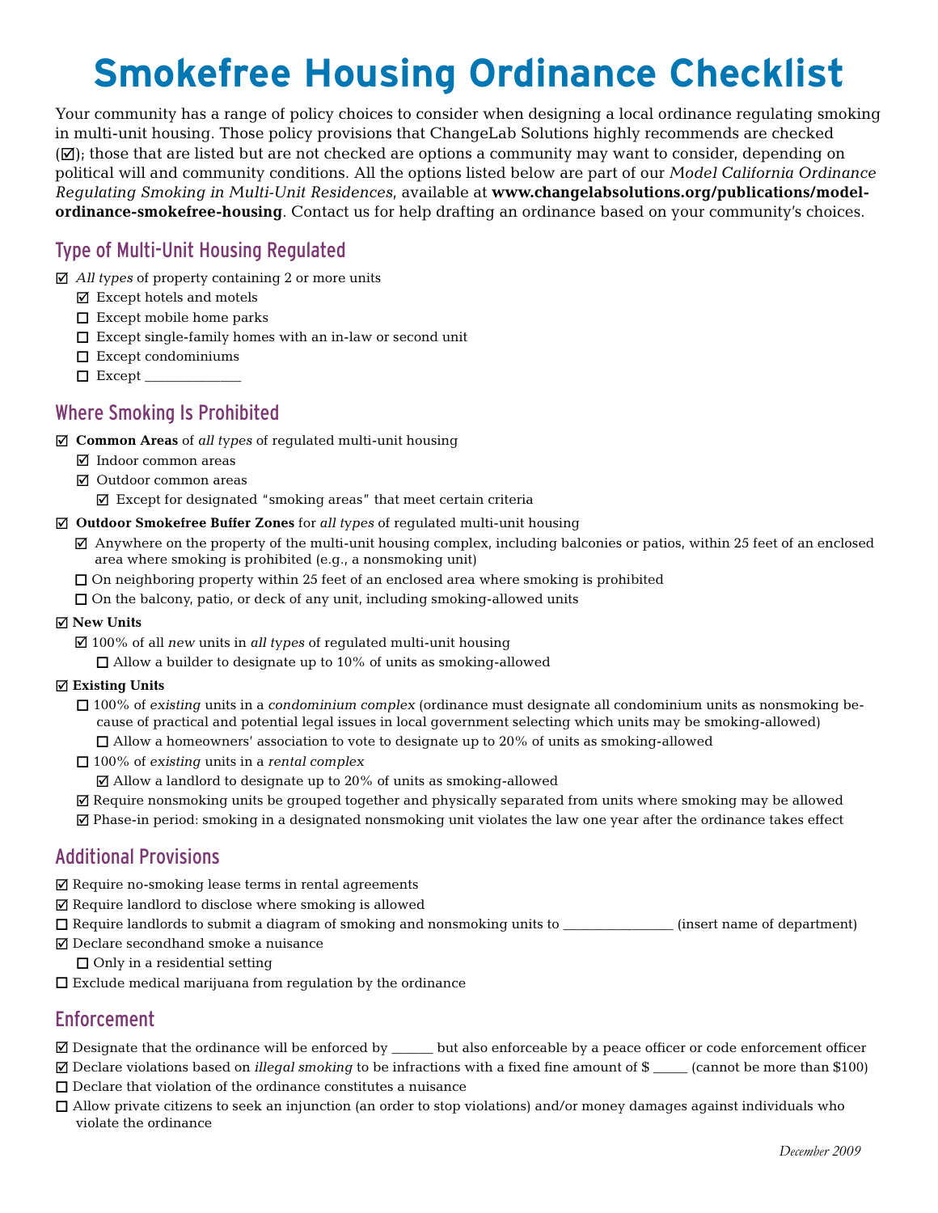# Smokefree Housing Ordinance Checklist

Your community has a range of policy choices to consider when designing a local ordinance regulating smoking in multi-unit housing. Those policy provisions that ChangeLab Solutions highly recommends are checked (☑); those that are listed but are not checked are options a community may want to consider, depending on political will and community conditions. All the options listed below are part of our *Model California Ordinance Regulating Smoking in Multi-Unit Residences*, available at **www.changelabsolutions.org/publications/model-ordinance-smokefree-housing**. Contact us for help drafting an ordinance based on your community's choices.

## Type of Multi-Unit Housing Regulated

- ☑ *All types* of property containing 2 or more units
  - ☑ Except hotels and motels
  - ☐ Except mobile home parks
  - ☐ Except single-family homes with an in-law or second unit
  - ☐ Except condominiums
  - ☐ Except _____________

## Where Smoking Is Prohibited

- ☑ **Common Areas** of *all types* of regulated multi-unit housing
  - ☑ Indoor common areas
  - ☑ Outdoor common areas
    - ☑ Except for designated "smoking areas" that meet certain criteria
- ☑ **Outdoor Smokefree Buffer Zones** for *all types* of regulated multi-unit housing
  - ☑ Anywhere on the property of the multi-unit housing complex, including balconies or patios, within 25 feet of an enclosed area where smoking is prohibited (e.g., a nonsmoking unit)
  - ☐ On neighboring property within 25 feet of an enclosed area where smoking is prohibited
  - ☐ On the balcony, patio, or deck of any unit, including smoking-allowed units
- ☑ **New Units**
  - ☑ 100% of all *new* units in *all types* of regulated multi-unit housing
    - ☐ Allow a builder to designate up to 10% of units as smoking-allowed
- ☑ **Existing Units**
  - ☐ 100% of *existing* units in a *condominium complex* (ordinance must designate all condominium units as nonsmoking because of practical and potential legal issues in local government selecting which units may be smoking-allowed)
    - ☐ Allow a homeowners' association to vote to designate up to 20% of units as smoking-allowed
  - ☐ 100% of *existing* units in a *rental complex*
    - ☑ Allow a landlord to designate up to 20% of units as smoking-allowed
  - ☑ Require nonsmoking units be grouped together and physically separated from units where smoking may be allowed
  - ☑ Phase-in period: smoking in a designated nonsmoking unit violates the law one year after the ordinance takes effect

## Additional Provisions

- ☑ Require no-smoking lease terms in rental agreements
- ☑ Require landlord to disclose where smoking is allowed
- ☐ Require landlords to submit a diagram of smoking and nonsmoking units to _______________ (insert name of department)
- ☑ Declare secondhand smoke a nuisance
  - ☐ Only in a residential setting
- ☐ Exclude medical marijuana from regulation by the ordinance

## Enforcement

- ☑ Designate that the ordinance will be enforced by ______ but also enforceable by a peace officer or code enforcement officer
- ☑ Declare violations based on *illegal smoking* to be infractions with a fixed fine amount of $ _____ (cannot be more than $100)
- ☐ Declare that violation of the ordinance constitutes a nuisance
- ☐ Allow private citizens to seek an injunction (an order to stop violations) and/or money damages against individuals who violate the ordinance

*December 2009*